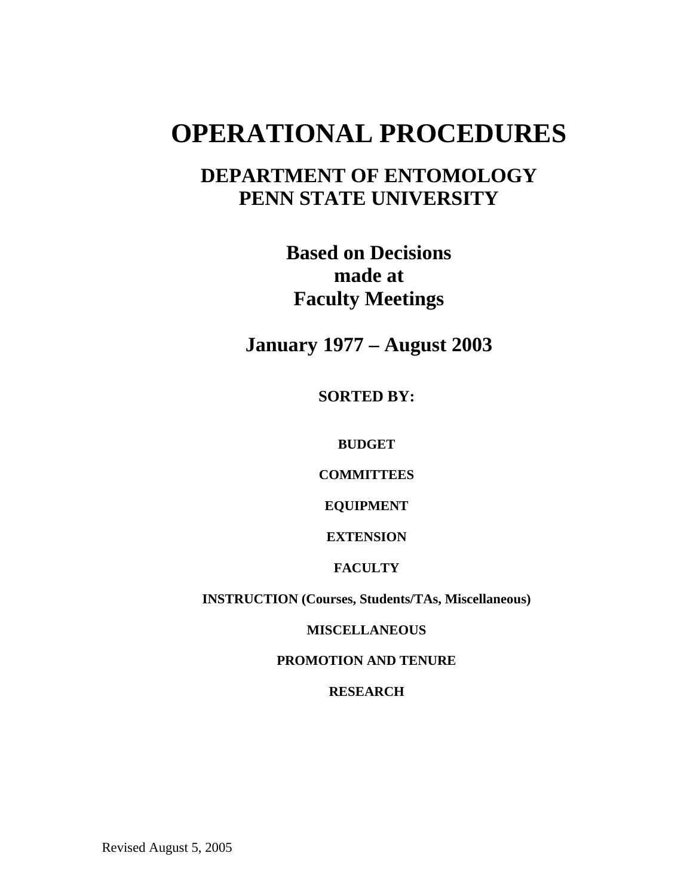# OPERATIONAL PROCEDURES

## DEPARTMENT OF ENTOMOLOGY
## PENN STATE UNIVERSITY

### Based on Decisions made at Faculty Meetings

### January 1977 – August 2003

**SORTED BY:**

**BUDGET**

**COMMITTEES**

**EQUIPMENT**

**EXTENSION**

**FACULTY**

**INSTRUCTION (Courses, Students/TAs, Miscellaneous)**

**MISCELLANEOUS**

**PROMOTION AND TENURE**

**RESEARCH**

Revised August 5, 2005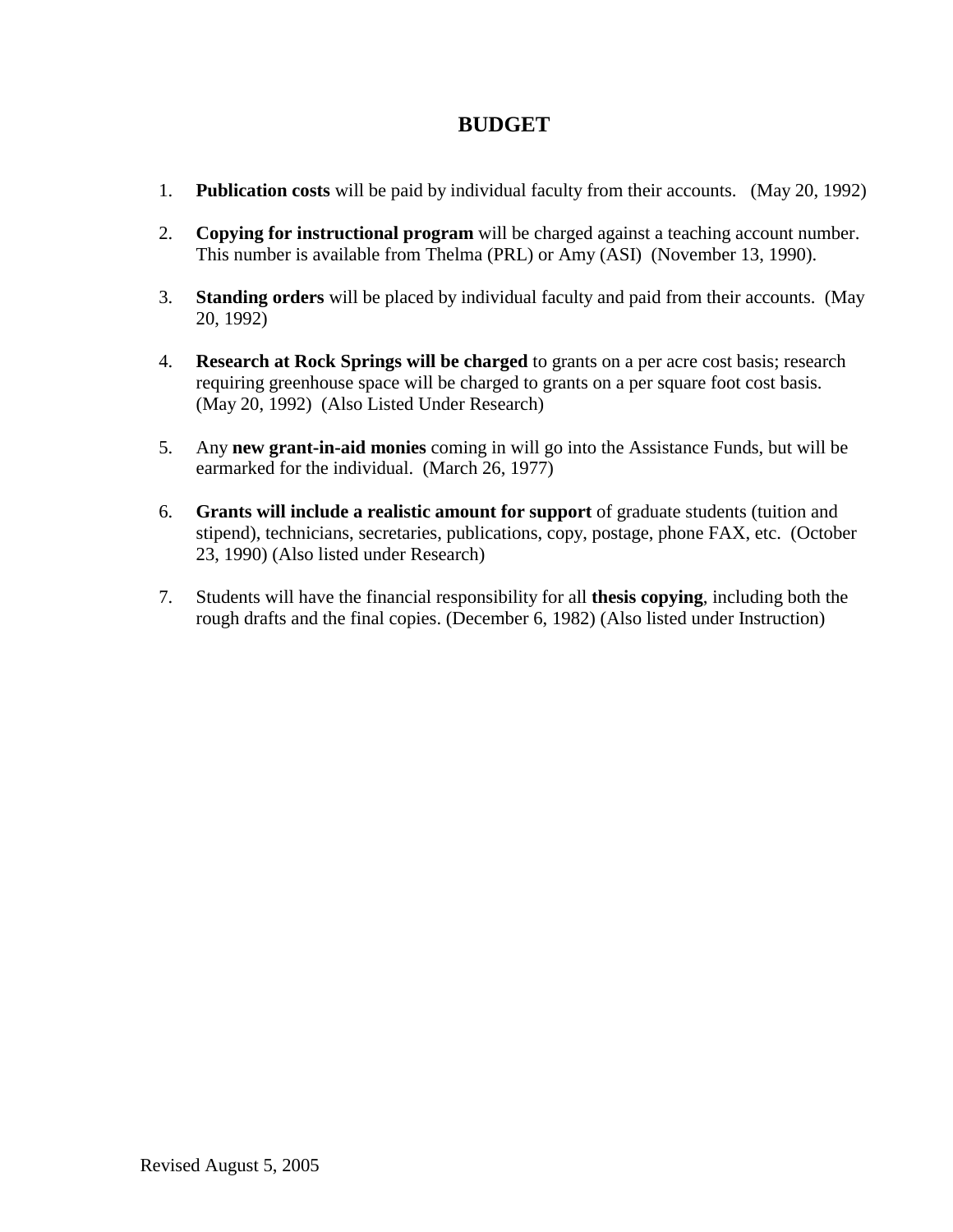# BUDGET

1. **Publication costs** will be paid by individual faculty from their accounts. (May 20, 1992)

2. **Copying for instructional program** will be charged against a teaching account number. This number is available from Thelma (PRL) or Amy (ASI) (November 13, 1990).

3. **Standing orders** will be placed by individual faculty and paid from their accounts. (May 20, 1992)

4. **Research at Rock Springs will be charged** to grants on a per acre cost basis; research requiring greenhouse space will be charged to grants on a per square foot cost basis. (May 20, 1992) (Also Listed Under Research)

5. Any **new grant-in-aid monies** coming in will go into the Assistance Funds, but will be earmarked for the individual. (March 26, 1977)

6. **Grants will include a realistic amount for support** of graduate students (tuition and stipend), technicians, secretaries, publications, copy, postage, phone FAX, etc. (October 23, 1990) (Also listed under Research)

7. Students will have the financial responsibility for all **thesis copying**, including both the rough drafts and the final copies. (December 6, 1982) (Also listed under Instruction)

Revised August 5, 2005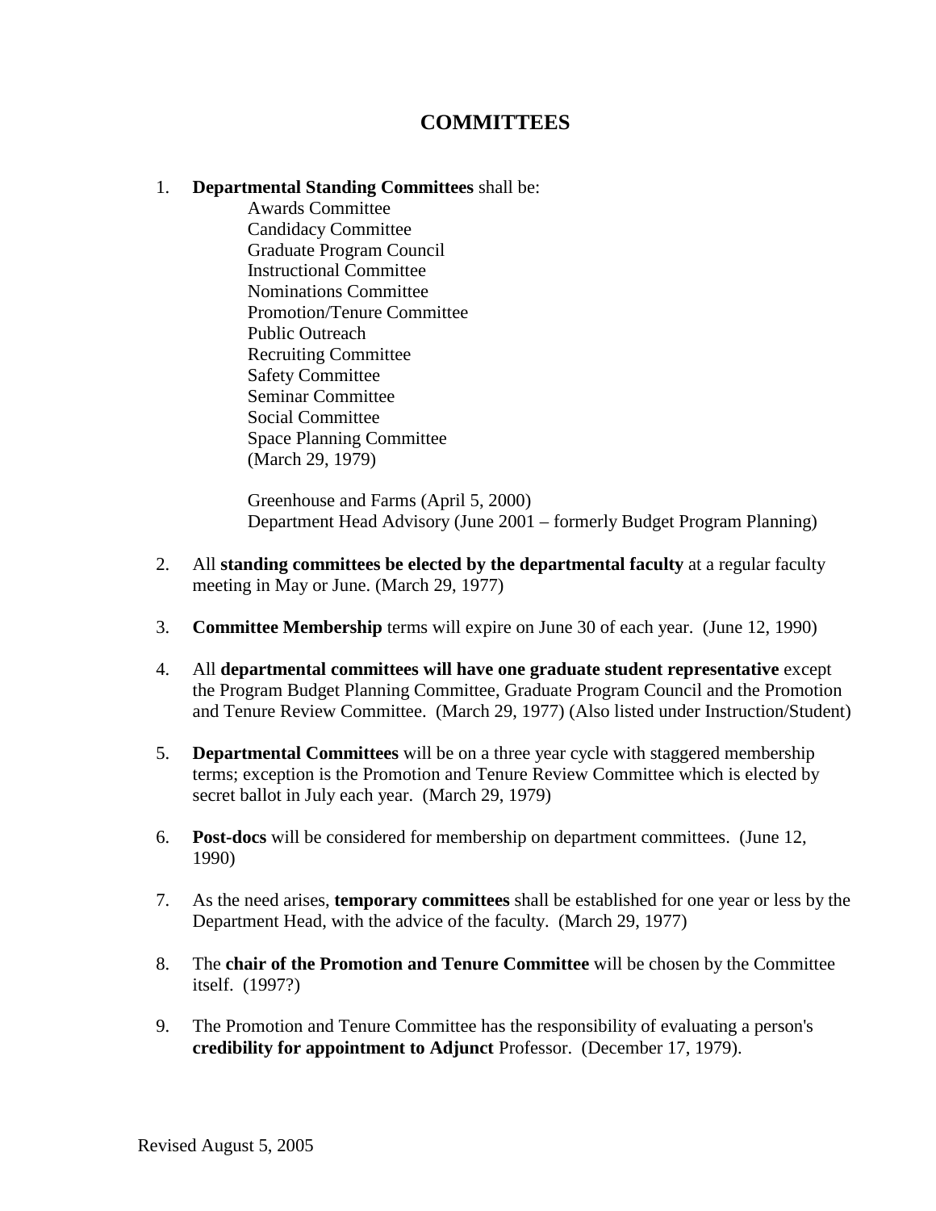# COMMITTEES

1. **Departmental Standing Committees** shall be:

   Awards Committee
   Candidacy Committee
   Graduate Program Council
   Instructional Committee
   Nominations Committee
   Promotion/Tenure Committee
   Public Outreach
   Recruiting Committee
   Safety Committee
   Seminar Committee
   Social Committee
   Space Planning Committee
   (March 29, 1979)

   Greenhouse and Farms (April 5, 2000)
   Department Head Advisory (June 2001 – formerly Budget Program Planning)

2. All **standing committees be elected by the departmental faculty** at a regular faculty meeting in May or June. (March 29, 1977)

3. **Committee Membership** terms will expire on June 30 of each year. (June 12, 1990)

4. All **departmental committees will have one graduate student representative** except the Program Budget Planning Committee, Graduate Program Council and the Promotion and Tenure Review Committee. (March 29, 1977) (Also listed under Instruction/Student)

5. **Departmental Committees** will be on a three year cycle with staggered membership terms; exception is the Promotion and Tenure Review Committee which is elected by secret ballot in July each year. (March 29, 1979)

6. **Post-docs** will be considered for membership on department committees. (June 12, 1990)

7. As the need arises, **temporary committees** shall be established for one year or less by the Department Head, with the advice of the faculty. (March 29, 1977)

8. The **chair of the Promotion and Tenure Committee** will be chosen by the Committee itself. (1997?)

9. The Promotion and Tenure Committee has the responsibility of evaluating a person's **credibility for appointment to Adjunct** Professor. (December 17, 1979).

Revised August 5, 2005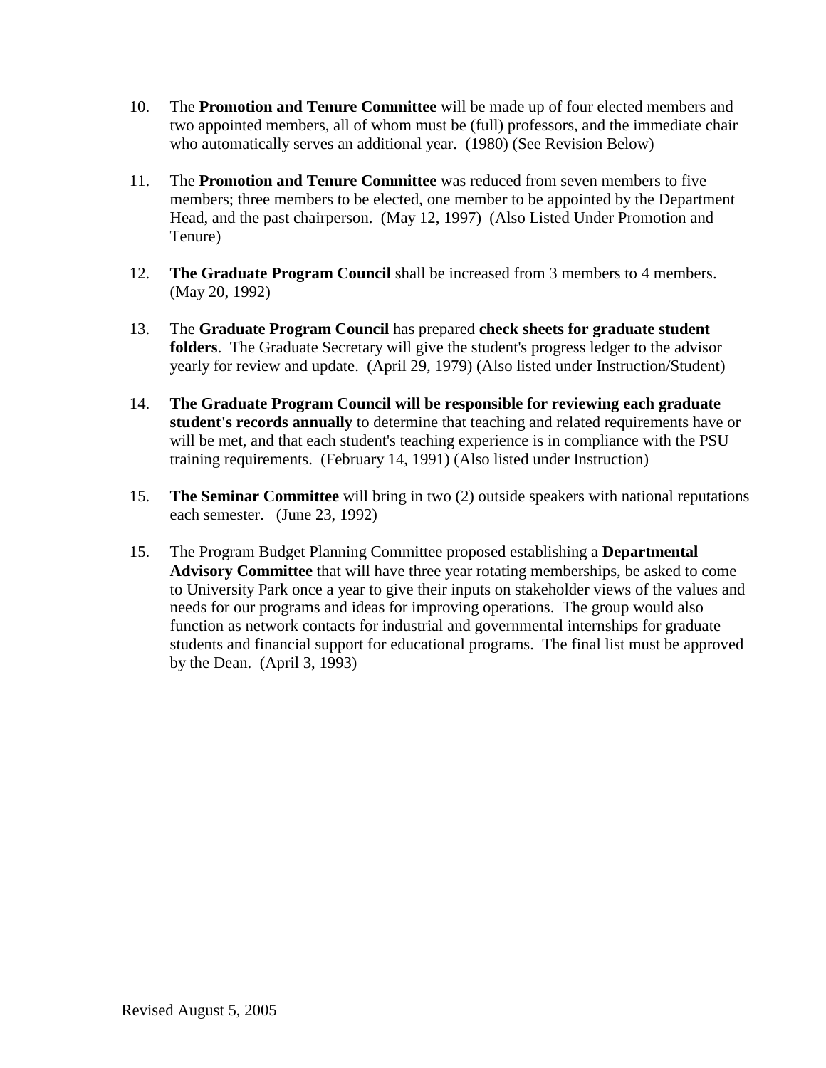10. The **Promotion and Tenure Committee** will be made up of four elected members and two appointed members, all of whom must be (full) professors, and the immediate chair who automatically serves an additional year. (1980) (See Revision Below)

11. The **Promotion and Tenure Committee** was reduced from seven members to five members; three members to be elected, one member to be appointed by the Department Head, and the past chairperson. (May 12, 1997) (Also Listed Under Promotion and Tenure)

12. **The Graduate Program Council** shall be increased from 3 members to 4 members. (May 20, 1992)

13. The **Graduate Program Council** has prepared **check sheets for graduate student folders**. The Graduate Secretary will give the student's progress ledger to the advisor yearly for review and update. (April 29, 1979) (Also listed under Instruction/Student)

14. **The Graduate Program Council will be responsible for reviewing each graduate student's records annually** to determine that teaching and related requirements have or will be met, and that each student's teaching experience is in compliance with the PSU training requirements. (February 14, 1991) (Also listed under Instruction)

15. **The Seminar Committee** will bring in two (2) outside speakers with national reputations each semester. (June 23, 1992)

15. The Program Budget Planning Committee proposed establishing a **Departmental Advisory Committee** that will have three year rotating memberships, be asked to come to University Park once a year to give their inputs on stakeholder views of the values and needs for our programs and ideas for improving operations. The group would also function as network contacts for industrial and governmental internships for graduate students and financial support for educational programs. The final list must be approved by the Dean. (April 3, 1993)

Revised August 5, 2005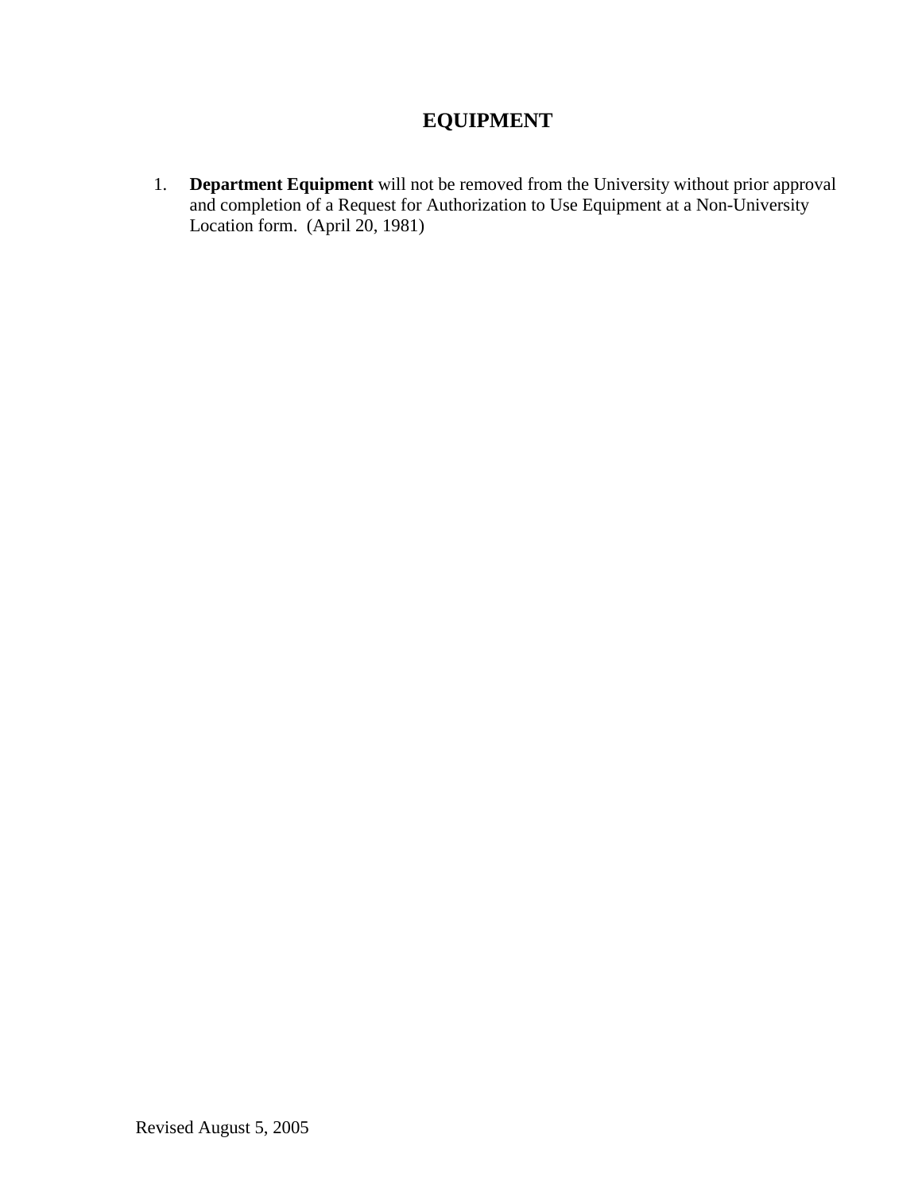# EQUIPMENT

1. **Department Equipment** will not be removed from the University without prior approval and completion of a Request for Authorization to Use Equipment at a Non-University Location form. (April 20, 1981)

Revised August 5, 2005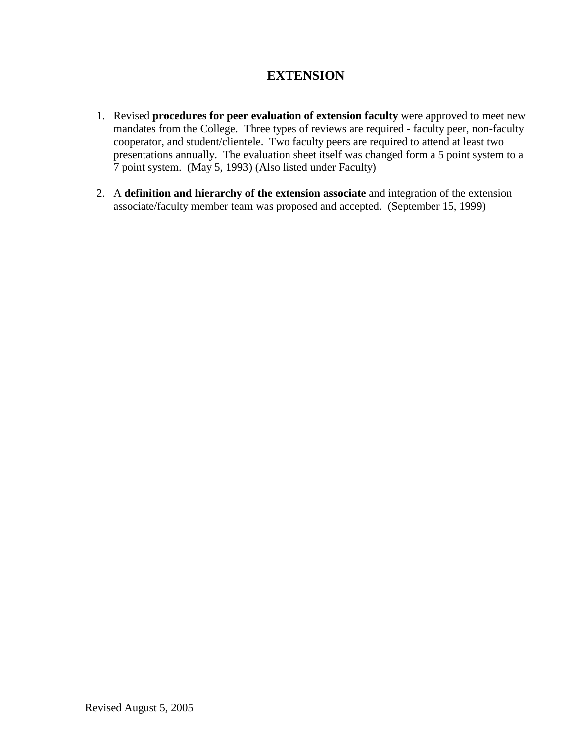# EXTENSION

1. Revised **procedures for peer evaluation of extension faculty** were approved to meet new mandates from the College. Three types of reviews are required - faculty peer, non-faculty cooperator, and student/clientele. Two faculty peers are required to attend at least two presentations annually. The evaluation sheet itself was changed form a 5 point system to a 7 point system. (May 5, 1993) (Also listed under Faculty)

2. A **definition and hierarchy of the extension associate** and integration of the extension associate/faculty member team was proposed and accepted. (September 15, 1999)

Revised August 5, 2005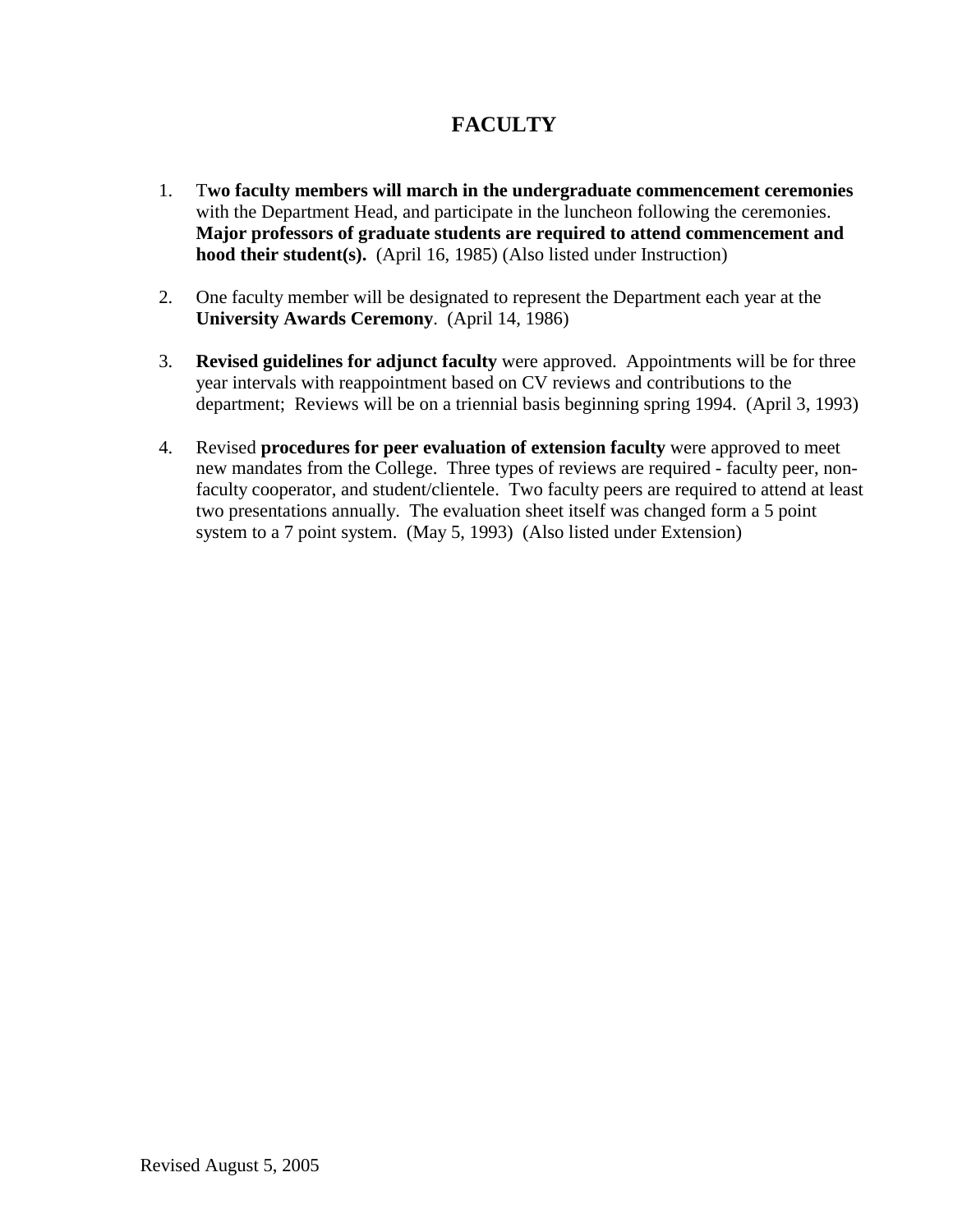# FACULTY

1. T**wo faculty members will march in the undergraduate commencement ceremonies** with the Department Head, and participate in the luncheon following the ceremonies. **Major professors of graduate students are required to attend commencement and hood their student(s).** (April 16, 1985) (Also listed under Instruction)

2. One faculty member will be designated to represent the Department each year at the **University Awards Ceremony**. (April 14, 1986)

3. **Revised guidelines for adjunct faculty** were approved. Appointments will be for three year intervals with reappointment based on CV reviews and contributions to the department; Reviews will be on a triennial basis beginning spring 1994. (April 3, 1993)

4. Revised **procedures for peer evaluation of extension faculty** were approved to meet new mandates from the College. Three types of reviews are required - faculty peer, non-faculty cooperator, and student/clientele. Two faculty peers are required to attend at least two presentations annually. The evaluation sheet itself was changed form a 5 point system to a 7 point system. (May 5, 1993) (Also listed under Extension)

Revised August 5, 2005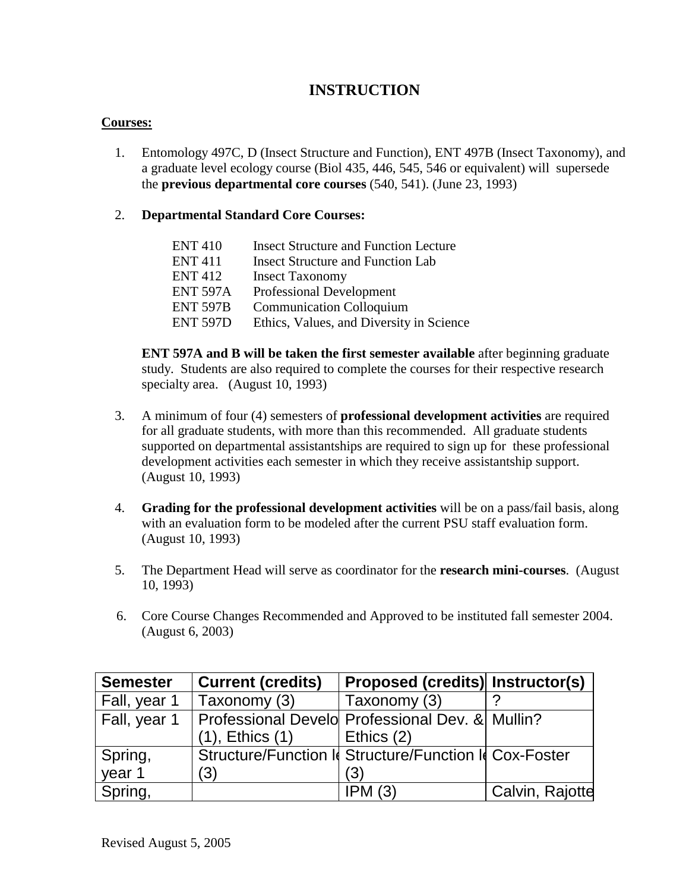# INSTRUCTION

**Courses:**

1. Entomology 497C, D (Insect Structure and Function), ENT 497B (Insect Taxonomy), and a graduate level ecology course (Biol 435, 446, 545, 546 or equivalent) will supersede the **previous departmental core courses** (540, 541). (June 23, 1993)

2. **Departmental Standard Core Courses:**

   | | |
   |---|---|
   | ENT 410 | Insect Structure and Function Lecture |
   | ENT 411 | Insect Structure and Function Lab |
   | ENT 412 | Insect Taxonomy |
   | ENT 597A | Professional Development |
   | ENT 597B | Communication Colloquium |
   | ENT 597D | Ethics, Values, and Diversity in Science |

   **ENT 597A and B will be taken the first semester available** after beginning graduate study. Students are also required to complete the courses for their respective research specialty area. (August 10, 1993)

3. A minimum of four (4) semesters of **professional development activities** are required for all graduate students, with more than this recommended. All graduate students supported on departmental assistantships are required to sign up for these professional development activities each semester in which they receive assistantship support. (August 10, 1993)

4. **Grading for the professional development activities** will be on a pass/fail basis, along with an evaluation form to be modeled after the current PSU staff evaluation form. (August 10, 1993)

5. The Department Head will serve as coordinator for the **research mini-courses**. (August 10, 1993)

6. Core Course Changes Recommended and Approved to be instituted fall semester 2004. (August 6, 2003)

| Semester | Current (credits) | Proposed (credits) | Instructor(s) |
|---|---|---|---|
| Fall, year 1 | Taxonomy (3) | Taxonomy (3) | ? |
| Fall, year 1 | Professional Develo (1), Ethics (1) | Professional Dev. & Ethics (2) | Mullin? |
| Spring, year 1 | Structure/Function le (3) | Structure/Function le (3) | Cox-Foster |
| Spring, | | IPM (3) | Calvin, Rajotte |

Revised August 5, 2005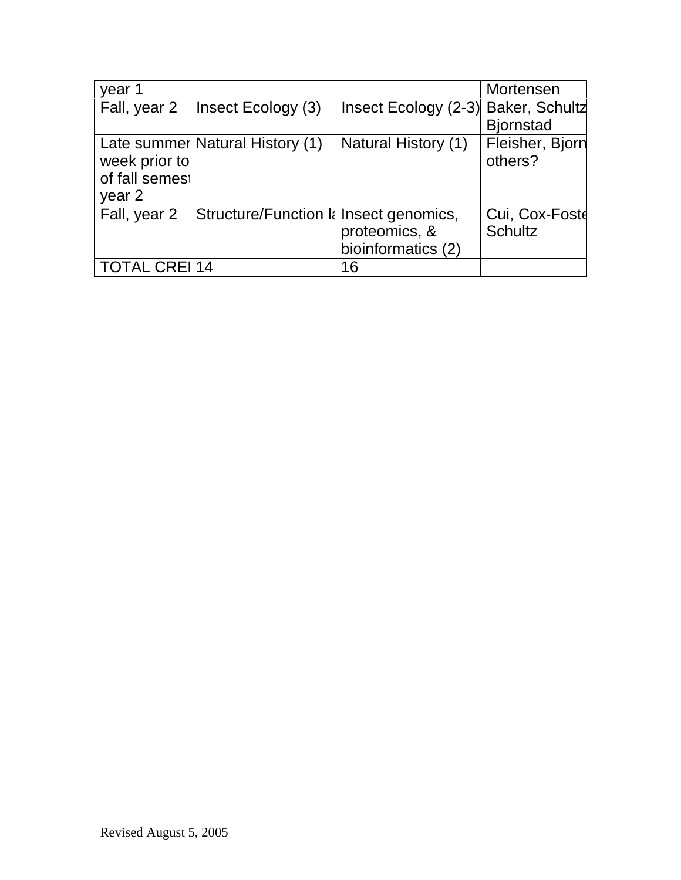| year 1 | | | Mortensen |
|---|---|---|---|
| Fall, year 2 | Insect Ecology (3) | Insect Ecology (2-3) | Baker, Schultz Bjornstad |
| Late summer week prior to of fall semest year 2 | Natural History (1) | Natural History (1) | Fleisher, Bjorn others? |
| Fall, year 2 | Structure/Function la | Insect genomics, proteomics, & bioinformatics (2) | Cui, Cox-Foste Schultz |
| TOTAL CREI | 14 | 16 | |

Revised August 5, 2005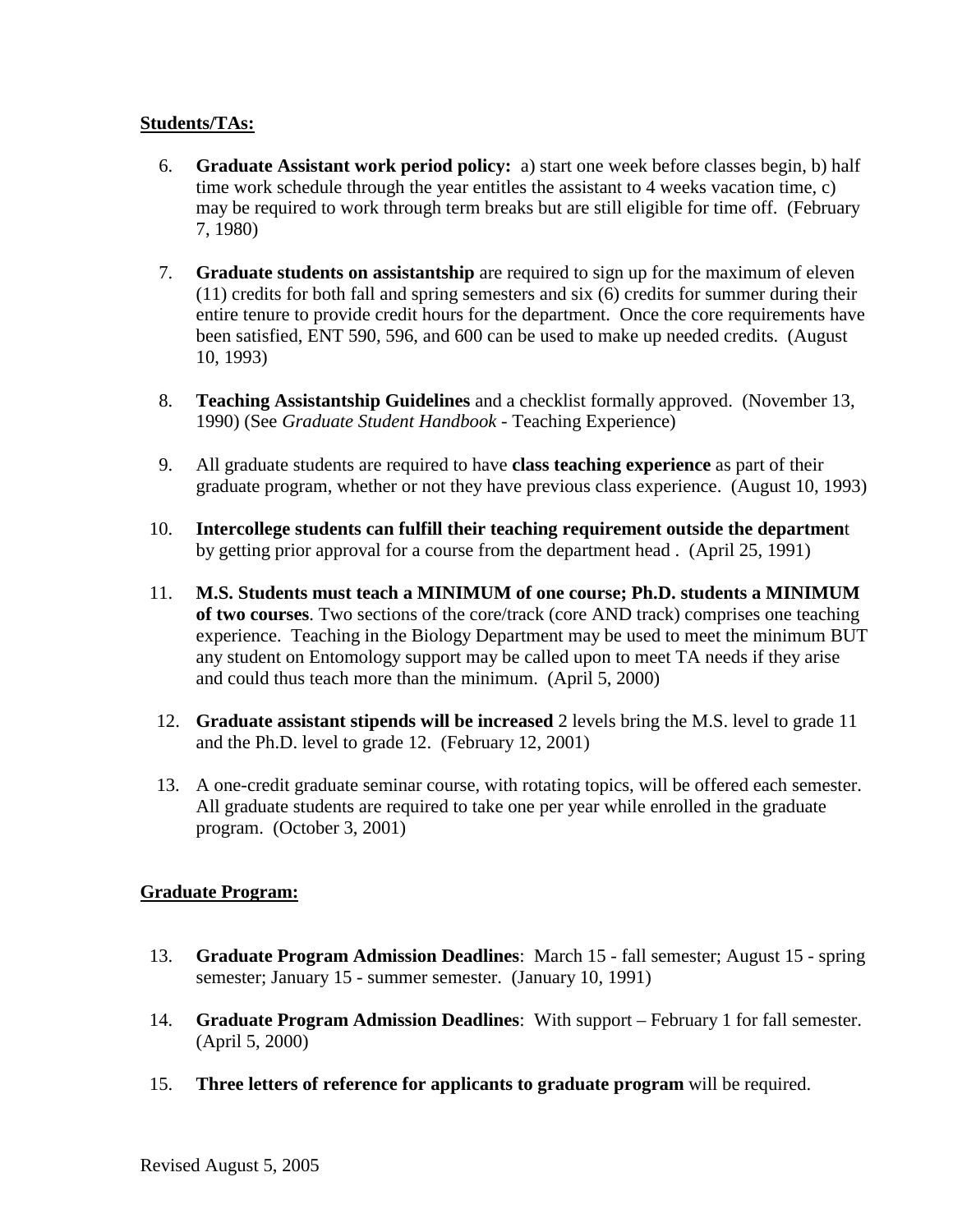**Students/TAs:**

6. **Graduate Assistant work period policy:** a) start one week before classes begin, b) half time work schedule through the year entitles the assistant to 4 weeks vacation time, c) may be required to work through term breaks but are still eligible for time off. (February 7, 1980)

7. **Graduate students on assistantship** are required to sign up for the maximum of eleven (11) credits for both fall and spring semesters and six (6) credits for summer during their entire tenure to provide credit hours for the department. Once the core requirements have been satisfied, ENT 590, 596, and 600 can be used to make up needed credits. (August 10, 1993)

8. **Teaching Assistantship Guidelines** and a checklist formally approved. (November 13, 1990) (See *Graduate Student Handbook* - Teaching Experience)

9. All graduate students are required to have **class teaching experience** as part of their graduate program, whether or not they have previous class experience. (August 10, 1993)

10. **Intercollege students can fulfill their teaching requirement outside the departmen**t by getting prior approval for a course from the department head . (April 25, 1991)

11. **M.S. Students must teach a MINIMUM of one course; Ph.D. students a MINIMUM of two courses**. Two sections of the core/track (core AND track) comprises one teaching experience. Teaching in the Biology Department may be used to meet the minimum BUT any student on Entomology support may be called upon to meet TA needs if they arise and could thus teach more than the minimum. (April 5, 2000)

12. **Graduate assistant stipends will be increased** 2 levels bring the M.S. level to grade 11 and the Ph.D. level to grade 12. (February 12, 2001)

13. A one-credit graduate seminar course, with rotating topics, will be offered each semester. All graduate students are required to take one per year while enrolled in the graduate program. (October 3, 2001)

**Graduate Program:**

13. **Graduate Program Admission Deadlines**: March 15 - fall semester; August 15 - spring semester; January 15 - summer semester. (January 10, 1991)

14. **Graduate Program Admission Deadlines**: With support – February 1 for fall semester. (April 5, 2000)

15. **Three letters of reference for applicants to graduate program** will be required.

Revised August 5, 2005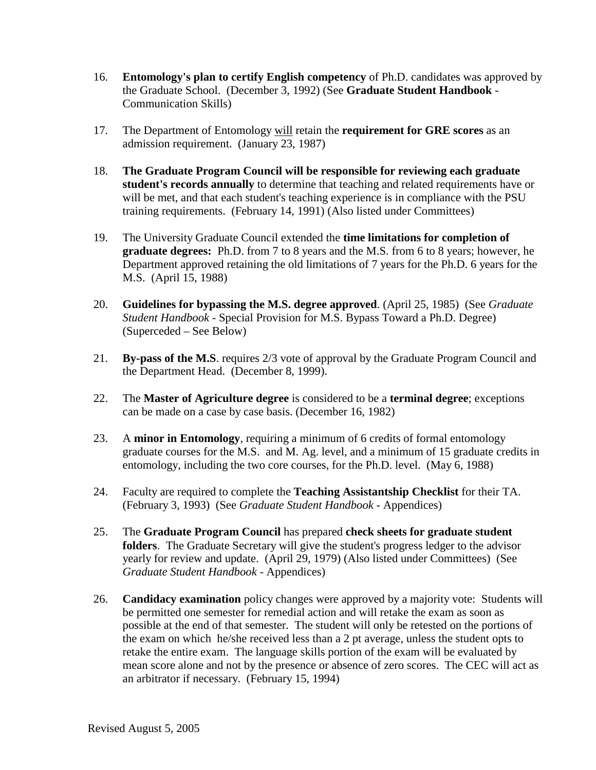16. **Entomology's plan to certify English competency** of Ph.D. candidates was approved by the Graduate School. (December 3, 1992) (See **Graduate Student Handbook** - Communication Skills)

17. The Department of Entomology <u>will</u> retain the **requirement for GRE scores** as an admission requirement. (January 23, 1987)

18. **The Graduate Program Council will be responsible for reviewing each graduate student's records annually** to determine that teaching and related requirements have or will be met, and that each student's teaching experience is in compliance with the PSU training requirements. (February 14, 1991) (Also listed under Committees)

19. The University Graduate Council extended the **time limitations for completion of graduate degrees:** Ph.D. from 7 to 8 years and the M.S. from 6 to 8 years; however, he Department approved retaining the old limitations of 7 years for the Ph.D. 6 years for the M.S. (April 15, 1988)

20. **Guidelines for bypassing the M.S. degree approved**. (April 25, 1985) (See *Graduate Student Handbook* - Special Provision for M.S. Bypass Toward a Ph.D. Degree) (Superceded – See Below)

21. **By-pass of the M.S**. requires 2/3 vote of approval by the Graduate Program Council and the Department Head. (December 8, 1999).

22. The **Master of Agriculture degree** is considered to be a **terminal degree**; exceptions can be made on a case by case basis. (December 16, 1982)

23. A **minor in Entomology**, requiring a minimum of 6 credits of formal entomology graduate courses for the M.S. and M. Ag. level, and a minimum of 15 graduate credits in entomology, including the two core courses, for the Ph.D. level. (May 6, 1988)

24. Faculty are required to complete the **Teaching Assistantship Checklist** for their TA. (February 3, 1993) (See *Graduate Student Handbook* - Appendices)

25. The **Graduate Program Council** has prepared **check sheets for graduate student folders**. The Graduate Secretary will give the student's progress ledger to the advisor yearly for review and update. (April 29, 1979) (Also listed under Committees) (See *Graduate Student Handbook* - Appendices)

26. **Candidacy examination** policy changes were approved by a majority vote: Students will be permitted one semester for remedial action and will retake the exam as soon as possible at the end of that semester. The student will only be retested on the portions of the exam on which he/she received less than a 2 pt average, unless the student opts to retake the entire exam. The language skills portion of the exam will be evaluated by mean score alone and not by the presence or absence of zero scores. The CEC will act as an arbitrator if necessary. (February 15, 1994)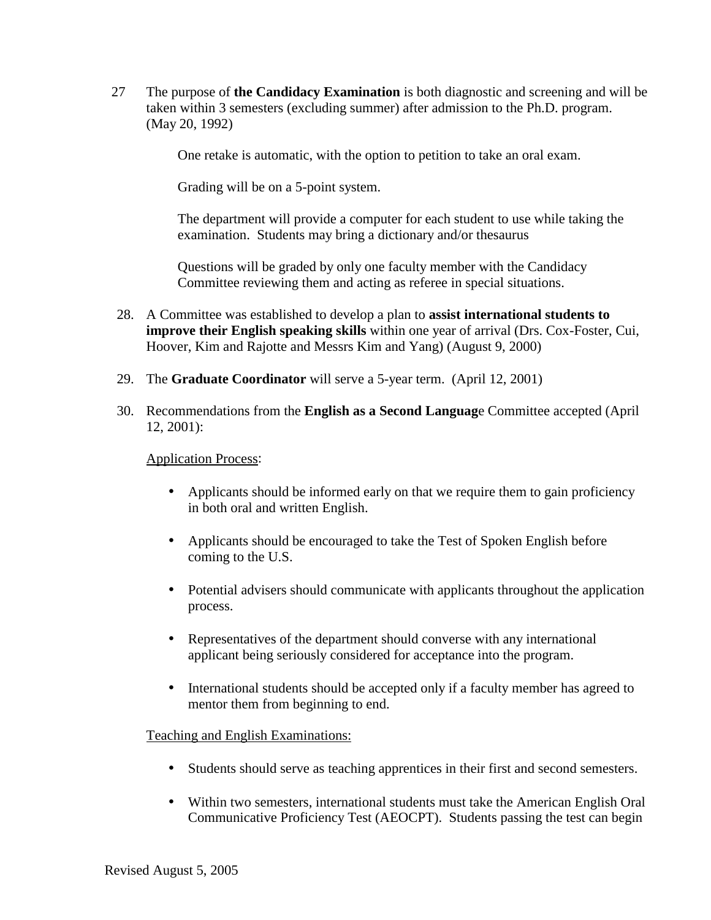27 The purpose of **the Candidacy Examination** is both diagnostic and screening and will be taken within 3 semesters (excluding summer) after admission to the Ph.D. program. (May 20, 1992)

   One retake is automatic, with the option to petition to take an oral exam.

   Grading will be on a 5-point system.

   The department will provide a computer for each student to use while taking the examination. Students may bring a dictionary and/or thesaurus

   Questions will be graded by only one faculty member with the Candidacy Committee reviewing them and acting as referee in special situations.

28. A Committee was established to develop a plan to **assist international students to improve their English speaking skills** within one year of arrival (Drs. Cox-Foster, Cui, Hoover, Kim and Rajotte and Messrs Kim and Yang) (August 9, 2000)

29. The **Graduate Coordinator** will serve a 5-year term. (April 12, 2001)

30. Recommendations from the **English as a Second Languag**e Committee accepted (April 12, 2001):

    <u>Application Process</u>:

    - Applicants should be informed early on that we require them to gain proficiency in both oral and written English.

    - Applicants should be encouraged to take the Test of Spoken English before coming to the U.S.

    - Potential advisers should communicate with applicants throughout the application process.

    - Representatives of the department should converse with any international applicant being seriously considered for acceptance into the program.

    - International students should be accepted only if a faculty member has agreed to mentor them from beginning to end.

    <u>Teaching and English Examinations:</u>

    - Students should serve as teaching apprentices in their first and second semesters.

    - Within two semesters, international students must take the American English Oral Communicative Proficiency Test (AEOCPT). Students passing the test can begin

Revised August 5, 2005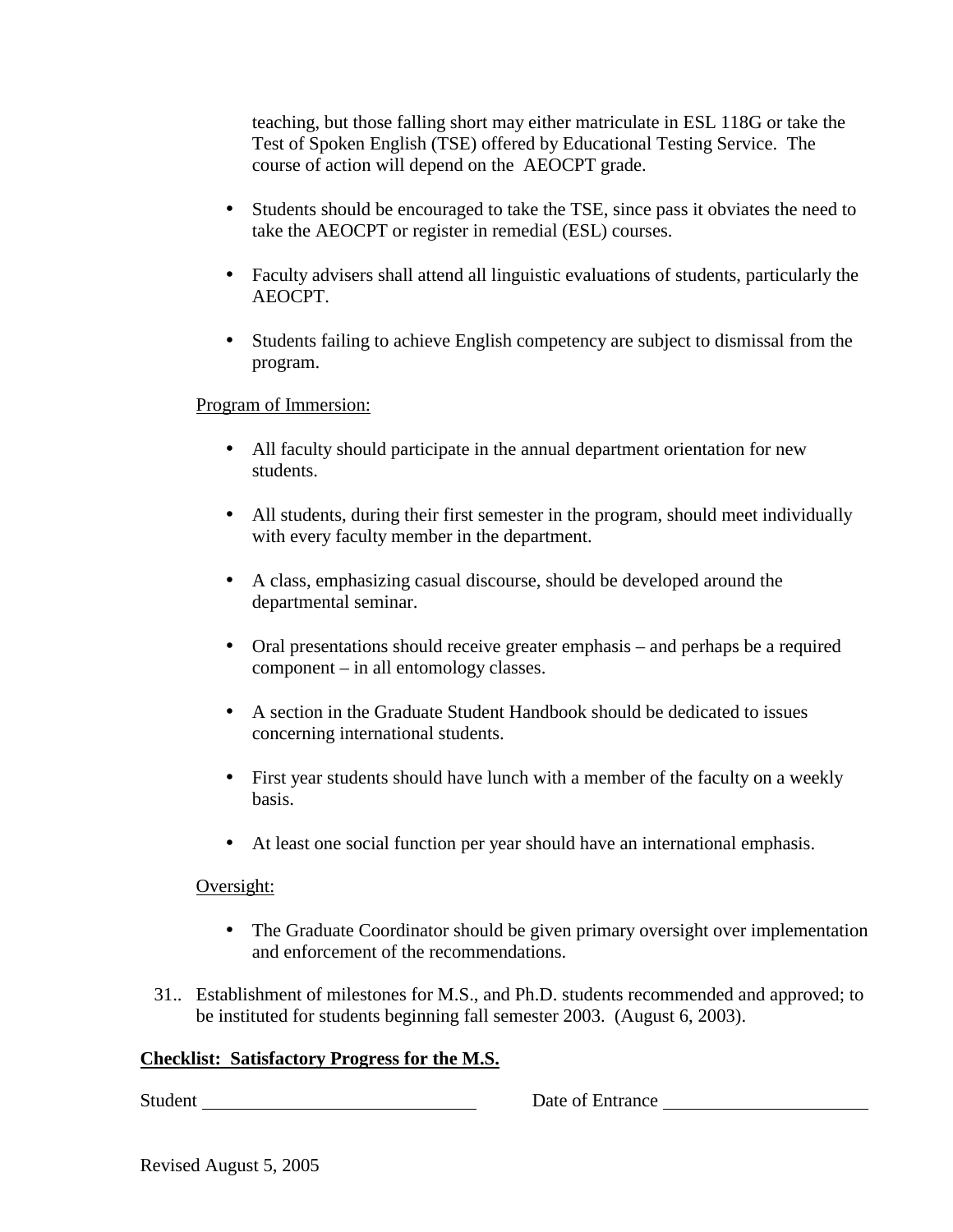teaching, but those falling short may either matriculate in ESL 118G or take the Test of Spoken English (TSE) offered by Educational Testing Service. The course of action will depend on the AEOCPT grade.

- Students should be encouraged to take the TSE, since pass it obviates the need to take the AEOCPT or register in remedial (ESL) courses.

- Faculty advisers shall attend all linguistic evaluations of students, particularly the AEOCPT.

- Students failing to achieve English competency are subject to dismissal from the program.

Program of Immersion:

- All faculty should participate in the annual department orientation for new students.

- All students, during their first semester in the program, should meet individually with every faculty member in the department.

- A class, emphasizing casual discourse, should be developed around the departmental seminar.

- Oral presentations should receive greater emphasis – and perhaps be a required component – in all entomology classes.

- A section in the Graduate Student Handbook should be dedicated to issues concerning international students.

- First year students should have lunch with a member of the faculty on a weekly basis.

- At least one social function per year should have an international emphasis.

Oversight:

- The Graduate Coordinator should be given primary oversight over implementation and enforcement of the recommendations.

31.. Establishment of milestones for M.S., and Ph.D. students recommended and approved; to be instituted for students beginning fall semester 2003. (August 6, 2003).

**Checklist: Satisfactory Progress for the M.S.**

Student ______________________________ Date of Entrance ______________________

Revised August 5, 2005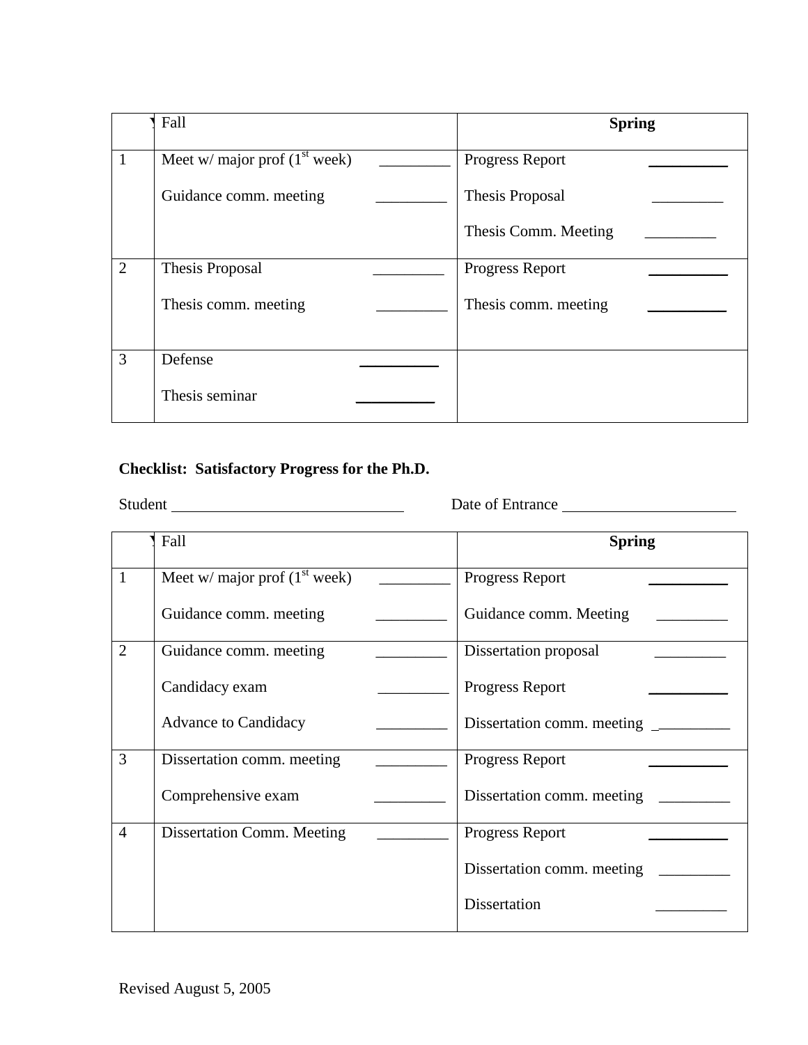| Y | Fall | Spring |
|---|---|---|
| 1 | Meet w/ major prof (1st week) _________<br><br>Guidance comm. meeting _________ | Progress Report __________<br><br>Thesis Proposal _________<br><br>Thesis Comm. Meeting _________ |
| 2 | Thesis Proposal _________<br><br>Thesis comm. meeting _________ | Progress Report __________<br><br>Thesis comm. meeting __________ |
| 3 | Defense __________<br><br>Thesis seminar __________ | |

**Checklist: Satisfactory Progress for the Ph.D.**

Student _____________________________ Date of Entrance ______________________

| Y | Fall | Spring |
|---|---|---|
| 1 | Meet w/ major prof (1st week) _________<br><br>Guidance comm. meeting _________ | Progress Report __________<br><br>Guidance comm. Meeting _________ |
| 2 | Guidance comm. meeting _________<br><br>Candidacy exam _________<br><br>Advance to Candidacy _________ | Dissertation proposal _________<br><br>Progress Report __________<br><br>Dissertation comm. meeting _________ |
| 3 | Dissertation comm. meeting _________<br><br>Comprehensive exam _________ | Progress Report __________<br><br>Dissertation comm. meeting _________ |
| 4 | Dissertation Comm. Meeting _________ | Progress Report __________<br><br>Dissertation comm. meeting _________<br><br>Dissertation _________ |

Revised August 5, 2005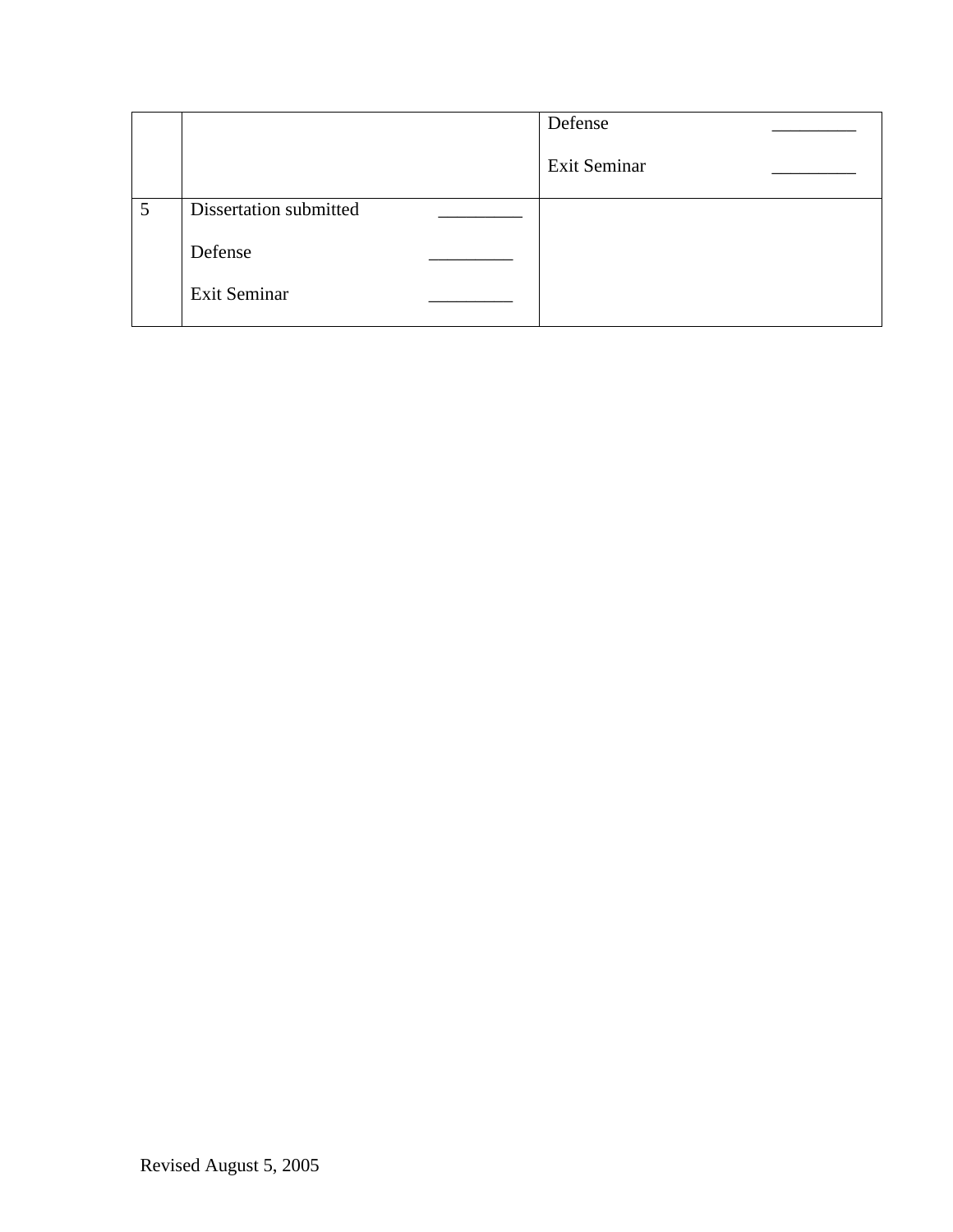| | | |
|---|---|---|
| | | Defense _________<br><br>Exit Seminar _________ |
| 5 | Dissertation submitted _________<br><br>Defense _________<br><br>Exit Seminar _________ | |

Revised August 5, 2005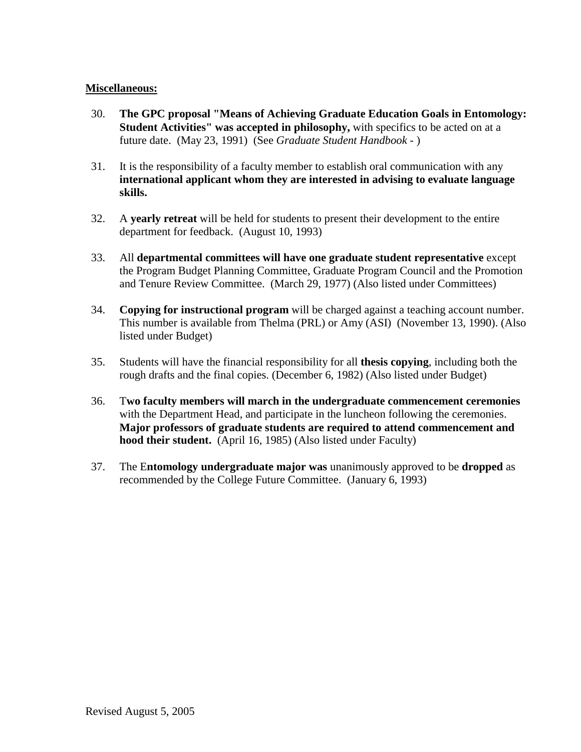**<u>Miscellaneous:</u>**

30. **The GPC proposal "Means of Achieving Graduate Education Goals in Entomology: Student Activities" was accepted in philosophy,** with specifics to be acted on at a future date. (May 23, 1991) (See *Graduate Student Handbook* - )

31. It is the responsibility of a faculty member to establish oral communication with any **international applicant whom they are interested in advising to evaluate language skills.**

32. A **yearly retreat** will be held for students to present their development to the entire department for feedback. (August 10, 1993)

33. All **departmental committees will have one graduate student representative** except the Program Budget Planning Committee, Graduate Program Council and the Promotion and Tenure Review Committee. (March 29, 1977) (Also listed under Committees)

34. **Copying for instructional program** will be charged against a teaching account number. This number is available from Thelma (PRL) or Amy (ASI) (November 13, 1990). (Also listed under Budget)

35. Students will have the financial responsibility for all **thesis copying**, including both the rough drafts and the final copies. (December 6, 1982) (Also listed under Budget)

36. T**wo faculty members will march in the undergraduate commencement ceremonies** with the Department Head, and participate in the luncheon following the ceremonies. **Major professors of graduate students are required to attend commencement and hood their student.** (April 16, 1985) (Also listed under Faculty)

37. The E**ntomology undergraduate major was** unanimously approved to be **dropped** as recommended by the College Future Committee. (January 6, 1993)

Revised August 5, 2005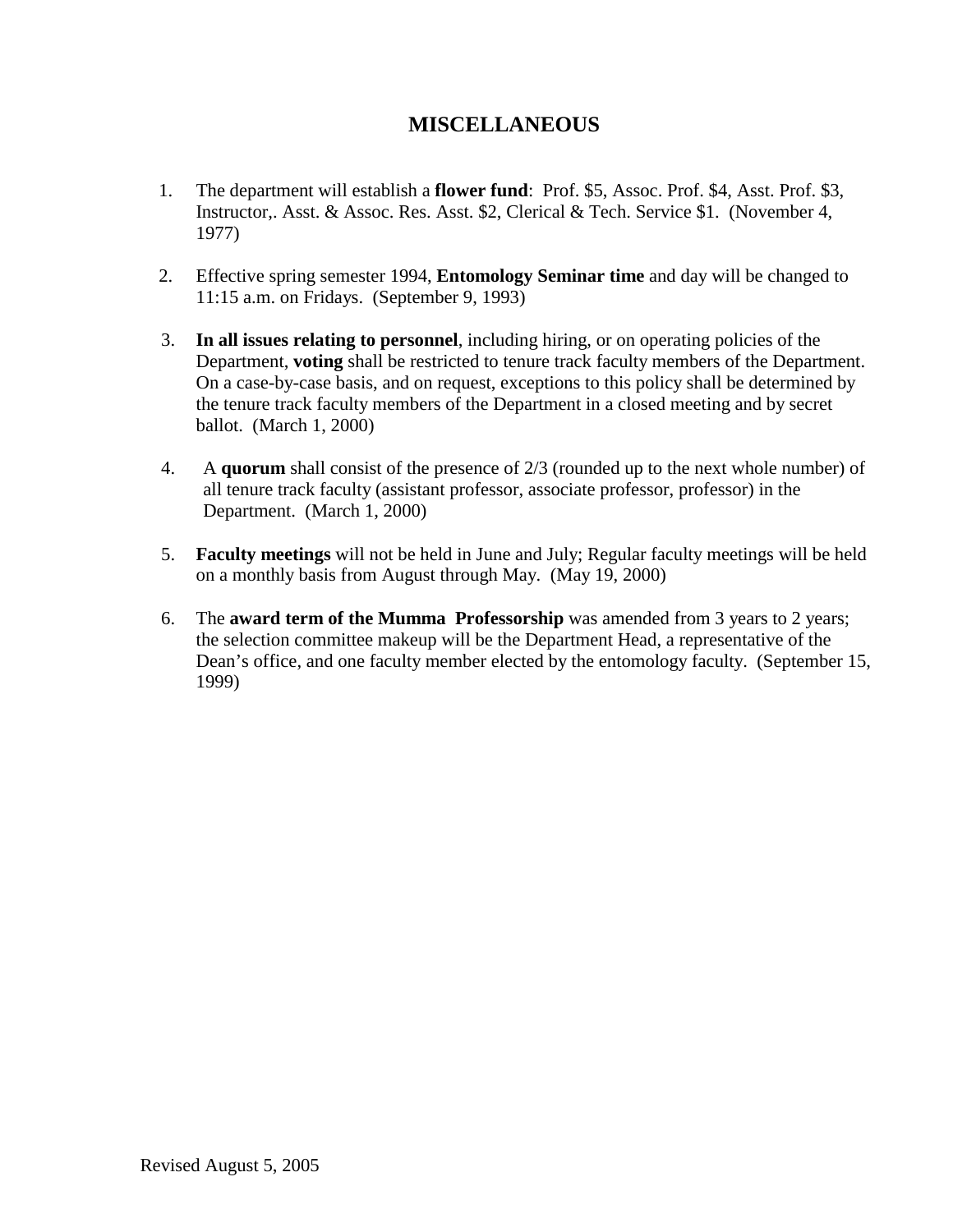# MISCELLANEOUS

1. The department will establish a **flower fund**: Prof. $5, Assoc. Prof. $4, Asst. Prof. $3, Instructor,. Asst. & Assoc. Res. Asst. $2, Clerical & Tech. Service $1. (November 4, 1977)

2. Effective spring semester 1994, **Entomology Seminar time** and day will be changed to 11:15 a.m. on Fridays. (September 9, 1993)

3. **In all issues relating to personnel**, including hiring, or on operating policies of the Department, **voting** shall be restricted to tenure track faculty members of the Department. On a case-by-case basis, and on request, exceptions to this policy shall be determined by the tenure track faculty members of the Department in a closed meeting and by secret ballot. (March 1, 2000)

4. A **quorum** shall consist of the presence of 2/3 (rounded up to the next whole number) of all tenure track faculty (assistant professor, associate professor, professor) in the Department. (March 1, 2000)

5. **Faculty meetings** will not be held in June and July; Regular faculty meetings will be held on a monthly basis from August through May. (May 19, 2000)

6. The **award term of the Mumma Professorship** was amended from 3 years to 2 years; the selection committee makeup will be the Department Head, a representative of the Dean's office, and one faculty member elected by the entomology faculty. (September 15, 1999)

Revised August 5, 2005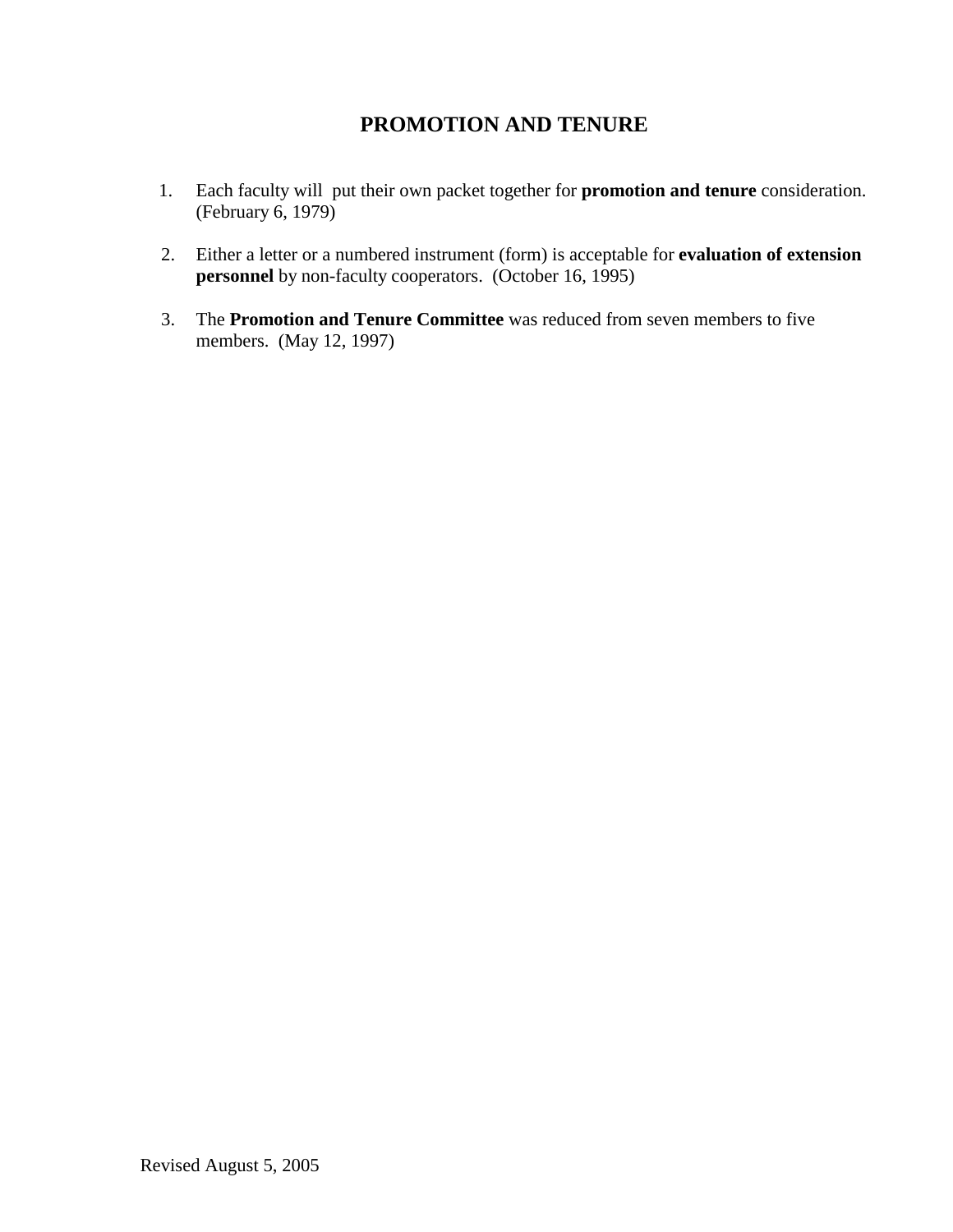# PROMOTION AND TENURE

1. Each faculty will put their own packet together for **promotion and tenure** consideration. (February 6, 1979)

2. Either a letter or a numbered instrument (form) is acceptable for **evaluation of extension personnel** by non-faculty cooperators. (October 16, 1995)

3. The **Promotion and Tenure Committee** was reduced from seven members to five members. (May 12, 1997)

Revised August 5, 2005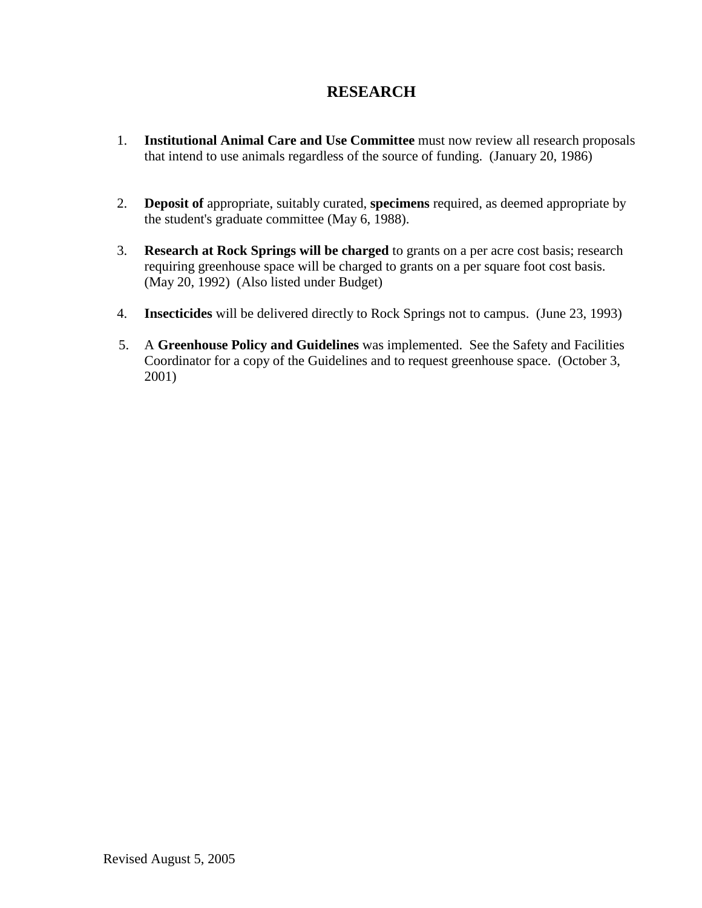# RESEARCH

1. **Institutional Animal Care and Use Committee** must now review all research proposals that intend to use animals regardless of the source of funding. (January 20, 1986)

2. **Deposit of** appropriate, suitably curated, **specimens** required, as deemed appropriate by the student's graduate committee (May 6, 1988).

3. **Research at Rock Springs will be charged** to grants on a per acre cost basis; research requiring greenhouse space will be charged to grants on a per square foot cost basis. (May 20, 1992) (Also listed under Budget)

4. **Insecticides** will be delivered directly to Rock Springs not to campus. (June 23, 1993)

5. A **Greenhouse Policy and Guidelines** was implemented. See the Safety and Facilities Coordinator for a copy of the Guidelines and to request greenhouse space. (October 3, 2001)

Revised August 5, 2005